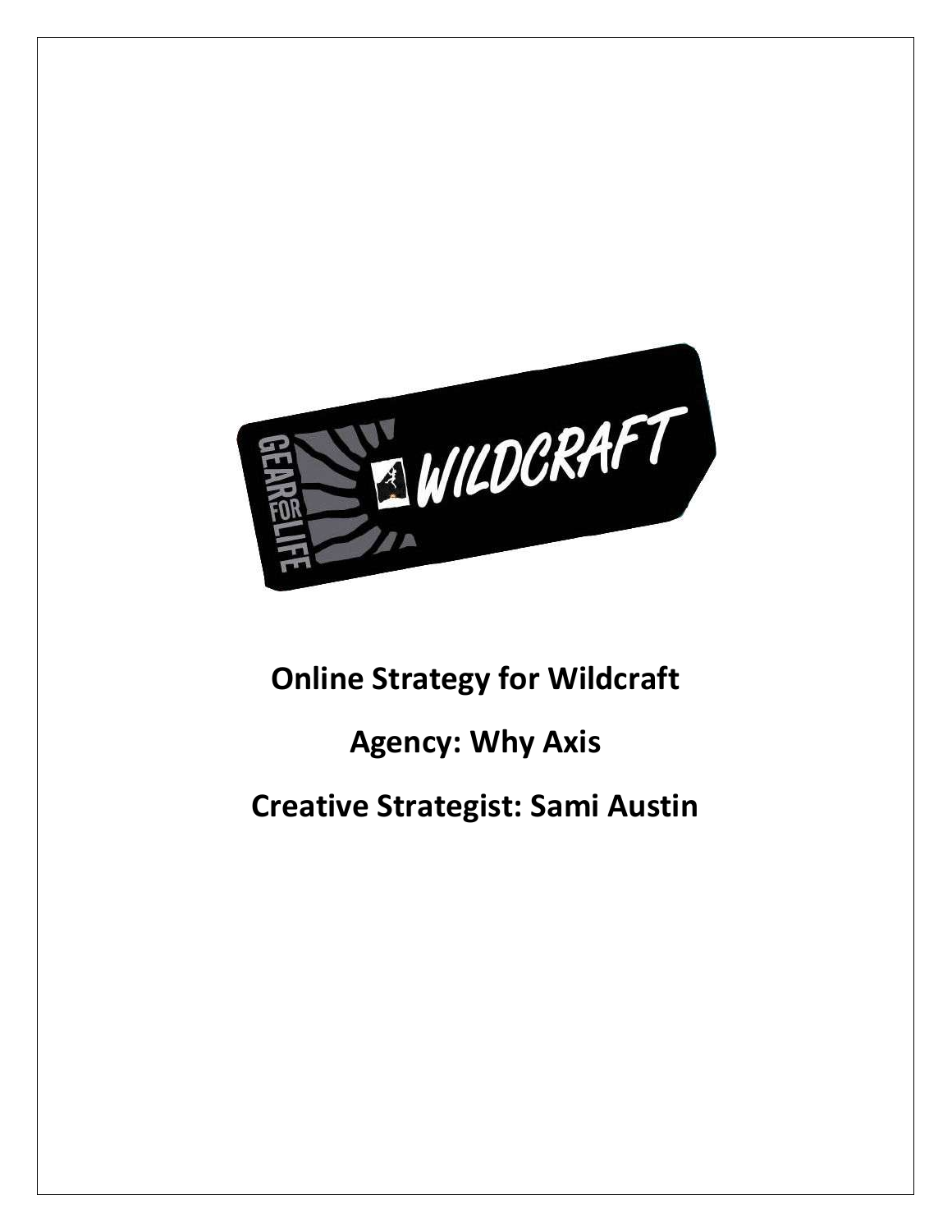**Online Strategy for Wildcraft**

**Agency: Why Axis**

**Creative Strategist: Sami Austin**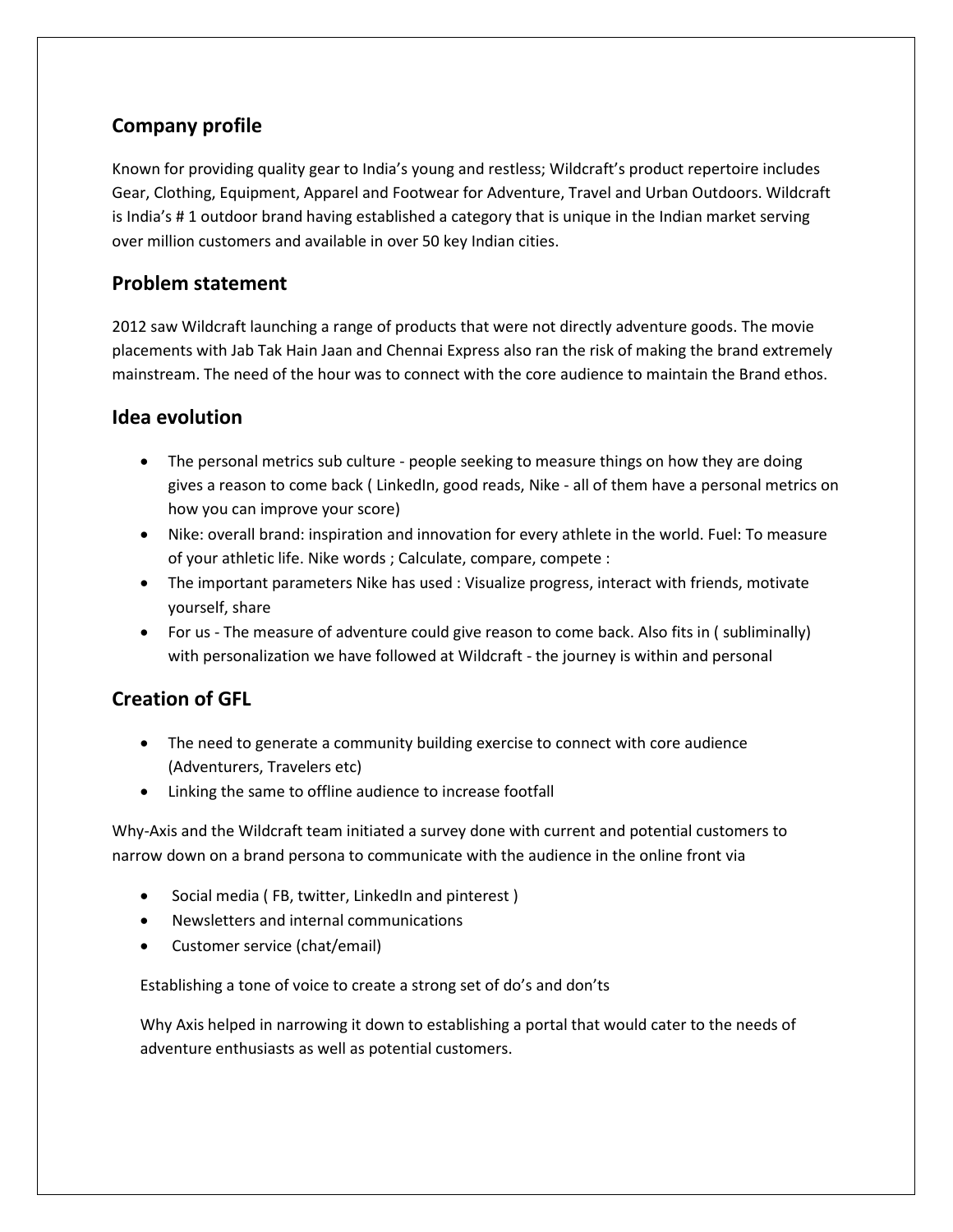## Company profile

Known for providing quality gear to India's young and restless; Wildcraft's product repertoire includes Gear, Clothing, Equipment, Apparel and Footwear for Adventure, Travel and Urban Outdoors. Wildcraft is India's # 1 outdoor brand having established a category that is unique in the Indian market serving over million customers and available in over 50 key Indian cities.

## Problem statement

2012 saw Wildcraft launching a range of products that were not directly adventure goods. The movie placements with Jab Tak Hain Jaan and Chennai Express also ran the risk of making the brand extremely mainstream. The need of the hour was to connect with the core audience to maintain the Brand ethos.

## Idea evolution

- The personal metrics sub culture - people seeking to measure things on how they are doing gives a reason to come back ( LinkedIn, good reads, Nike - all of them have a personal metrics on how you can improve your score)
- Nike: overall brand: inspiration and innovation for every athlete in the world. Fuel: To measure of your athletic life. Nike words ; Calculate, compare, compete :
- The important parameters Nike has used : Visualize progress, interact with friends, motivate yourself, share
- For us - The measure of adventure could give reason to come back. Also fits in ( subliminally) with personalization we have followed at Wildcraft - the journey is within and personal

## Creation of GFL

- The need to generate a community building exercise to connect with core audience (Adventurers, Travelers etc)
- Linking the same to offline audience to increase footfall

Why-Axis and the Wildcraft team initiated a survey done with current and potential customers to narrow down on a brand persona to communicate with the audience in the online front via

- Social media ( FB, twitter, LinkedIn and pinterest )
- Newsletters and internal communications
- Customer service (chat/email)

Establishing a tone of voice to create a strong set of do's and don'ts

Why Axis helped in narrowing it down to establishing a portal that would cater to the needs of adventure enthusiasts as well as potential customers.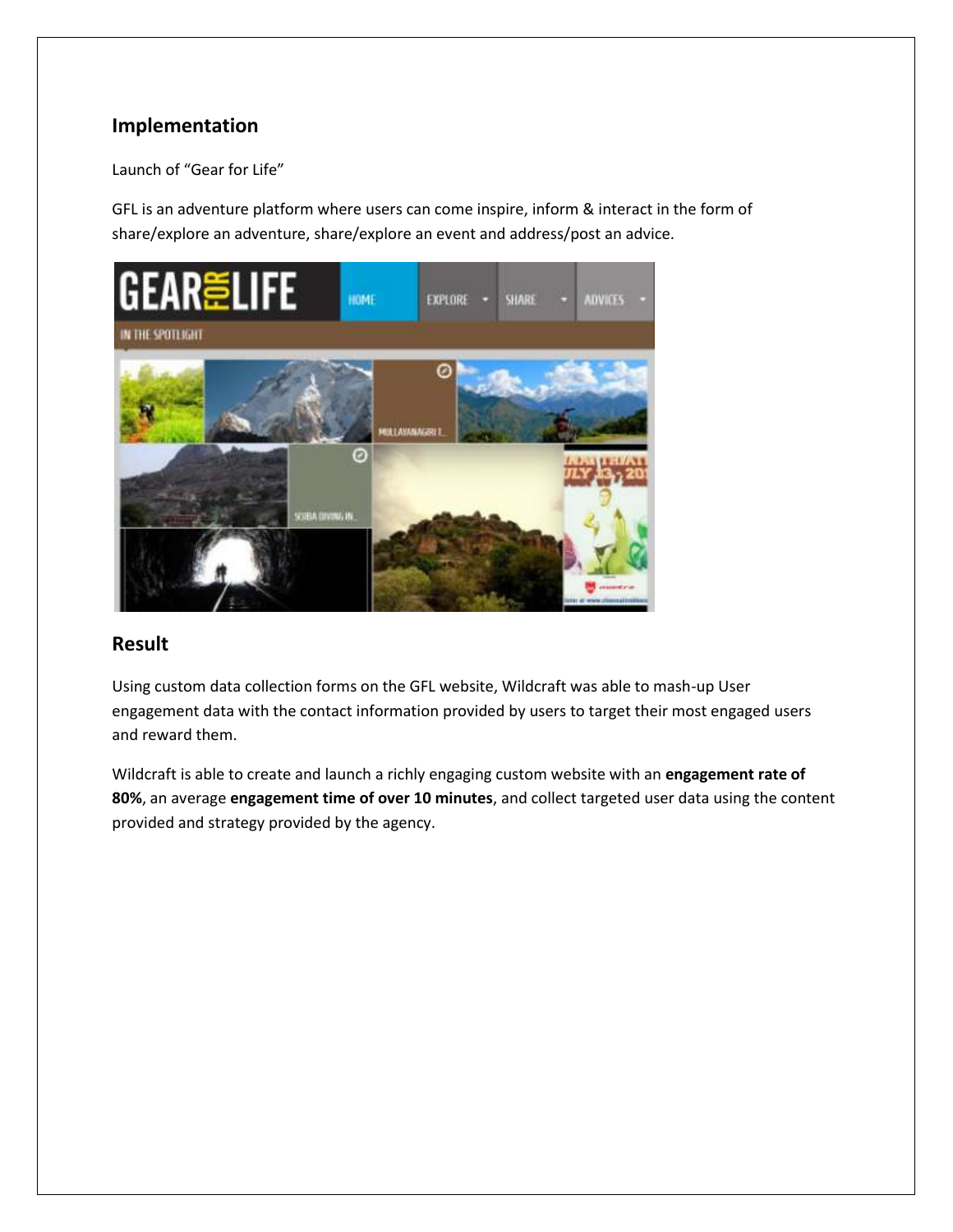## Implementation

Launch of "Gear for Life"

GFL is an adventure platform where users can come inspire, inform & interact in the form of share/explore an adventure, share/explore an event and address/post an advice.

## Result

Using custom data collection forms on the GFL website, Wildcraft was able to mash-up User engagement data with the contact information provided by users to target their most engaged users and reward them.

Wildcraft is able to create and launch a richly engaging custom website with an **engagement rate of 80%**, an average **engagement time of over 10 minutes**, and collect targeted user data using the content provided and strategy provided by the agency.